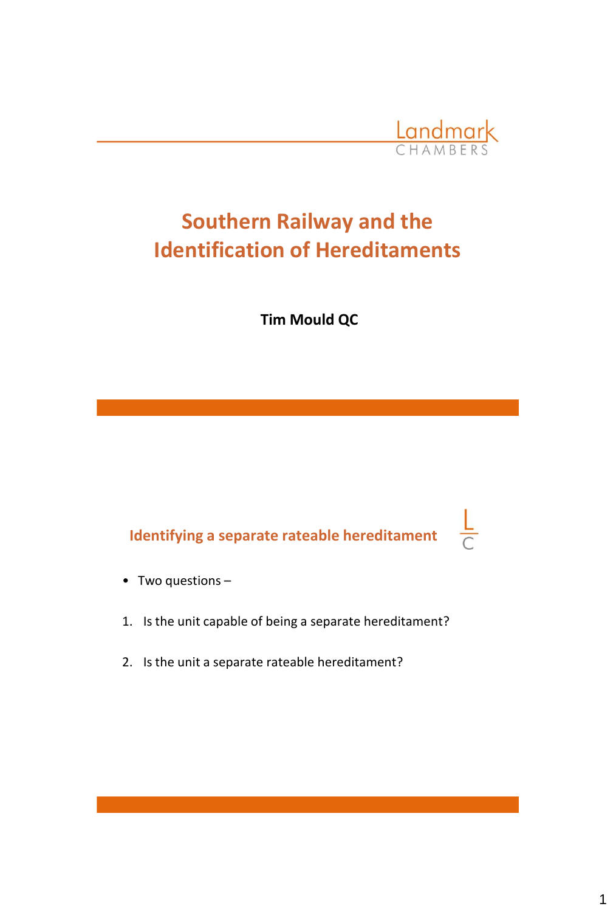Landmark CHAMBERS

# Southern Railway and the Identification of Hereditaments

**Tim Mould QC**

## Identifying a separate rateable hereditament

- Two questions –

1. Is the unit capable of being a separate hereditament?
2. Is the unit a separate rateable hereditament?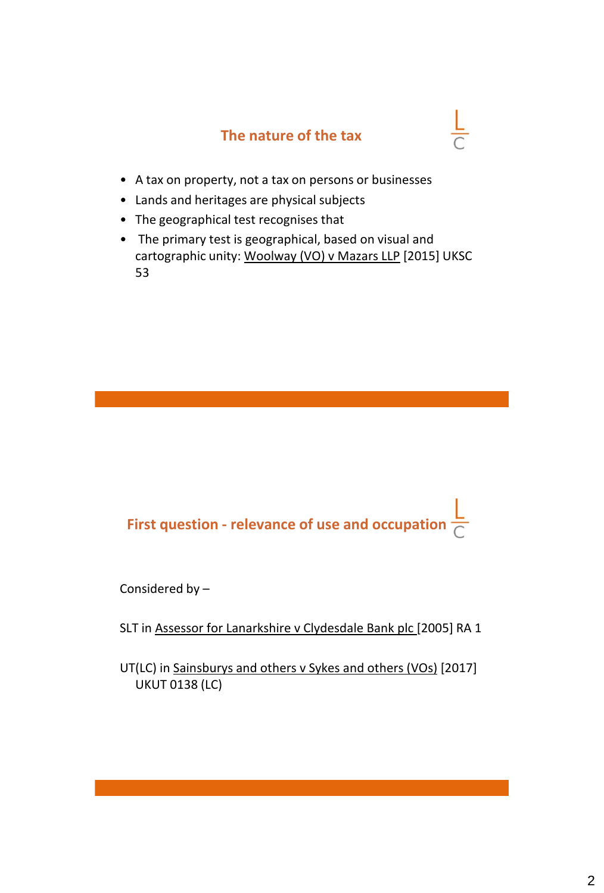## The nature of the tax

- A tax on property, not a tax on persons or businesses
- Lands and heritages are physical subjects
- The geographical test recognises that
- The primary test is geographical, based on visual and cartographic unity: Woolway (VO) v Mazars LLP [2015] UKSC 53

## First question - relevance of use and occupation

Considered by –

SLT in Assessor for Lanarkshire v Clydesdale Bank plc [2005] RA 1

UT(LC) in Sainsburys and others v Sykes and others (VOs) [2017] UKUT 0138 (LC)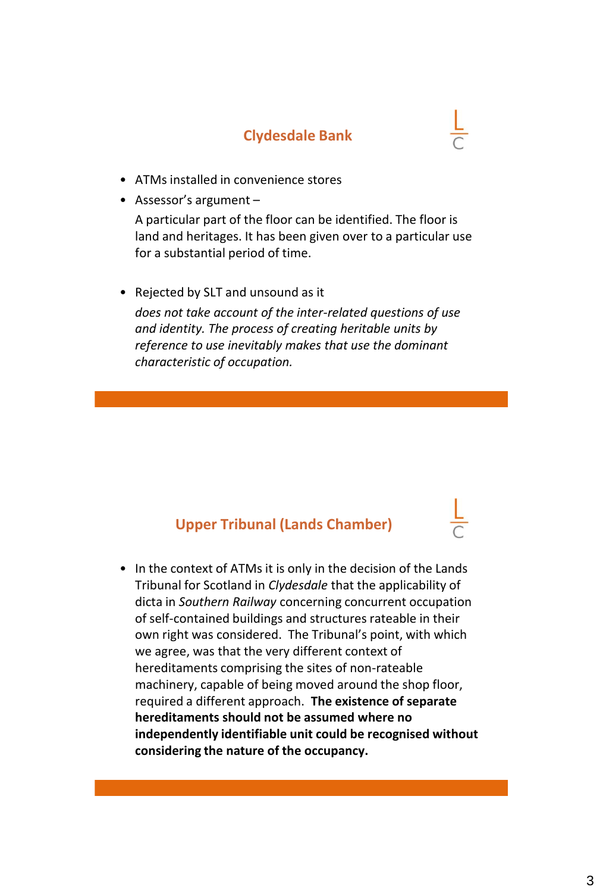## Clydesdale Bank

- ATMs installed in convenience stores
- Assessor's argument –

  A particular part of the floor can be identified. The floor is land and heritages. It has been given over to a particular use for a substantial period of time.

- Rejected by SLT and unsound as it

  *does not take account of the inter-related questions of use and identity. The process of creating heritable units by reference to use inevitably makes that use the dominant characteristic of occupation.*

## Upper Tribunal (Lands Chamber)

- In the context of ATMs it is only in the decision of the Lands Tribunal for Scotland in *Clydesdale* that the applicability of dicta in *Southern Railway* concerning concurrent occupation of self-contained buildings and structures rateable in their own right was considered. The Tribunal's point, with which we agree, was that the very different context of hereditaments comprising the sites of non-rateable machinery, capable of being moved around the shop floor, required a different approach. **The existence of separate hereditaments should not be assumed where no independently identifiable unit could be recognised without considering the nature of the occupancy.**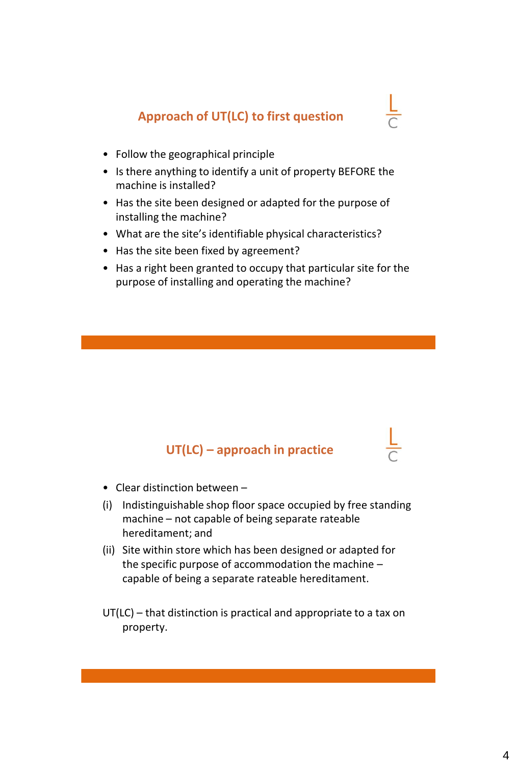## Approach of UT(LC) to first question

- Follow the geographical principle
- Is there anything to identify a unit of property BEFORE the machine is installed?
- Has the site been designed or adapted for the purpose of installing the machine?
- What are the site's identifiable physical characteristics?
- Has the site been fixed by agreement?
- Has a right been granted to occupy that particular site for the purpose of installing and operating the machine?

## UT(LC) – approach in practice

- Clear distinction between –

(i) Indistinguishable shop floor space occupied by free standing machine – not capable of being separate rateable hereditament; and

(ii) Site within store which has been designed or adapted for the specific purpose of accommodation the machine – capable of being a separate rateable hereditament.

UT(LC) – that distinction is practical and appropriate to a tax on property.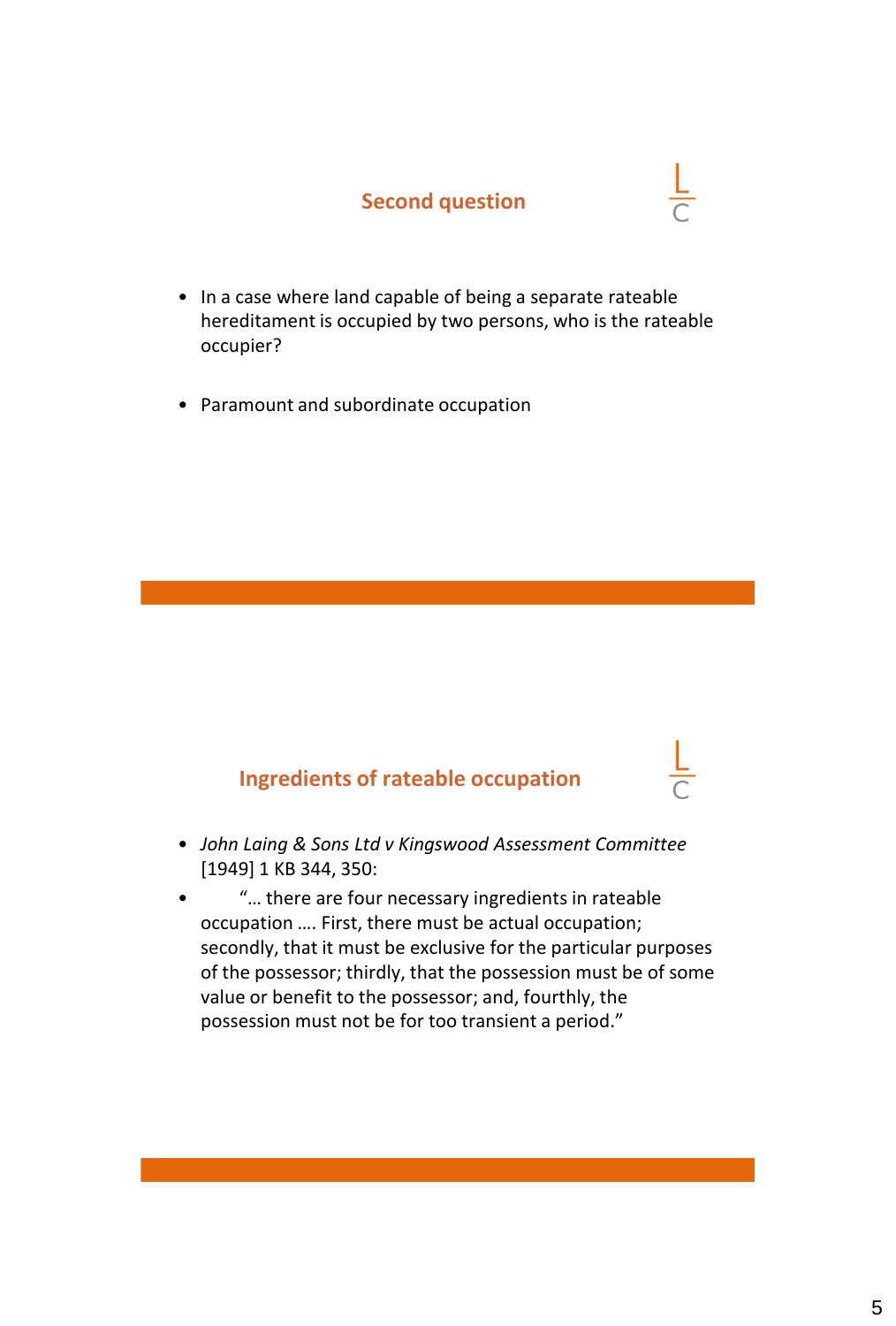## Second question

- In a case where land capable of being a separate rateable hereditament is occupied by two persons, who is the rateable occupier?
- Paramount and subordinate occupation

## Ingredients of rateable occupation

- *John Laing & Sons Ltd v Kingswood Assessment Committee* [1949] 1 KB 344, 350:
- "… there are four necessary ingredients in rateable occupation …. First, there must be actual occupation; secondly, that it must be exclusive for the particular purposes of the possessor; thirdly, that the possession must be of some value or benefit to the possessor; and, fourthly, the possession must not be for too transient a period."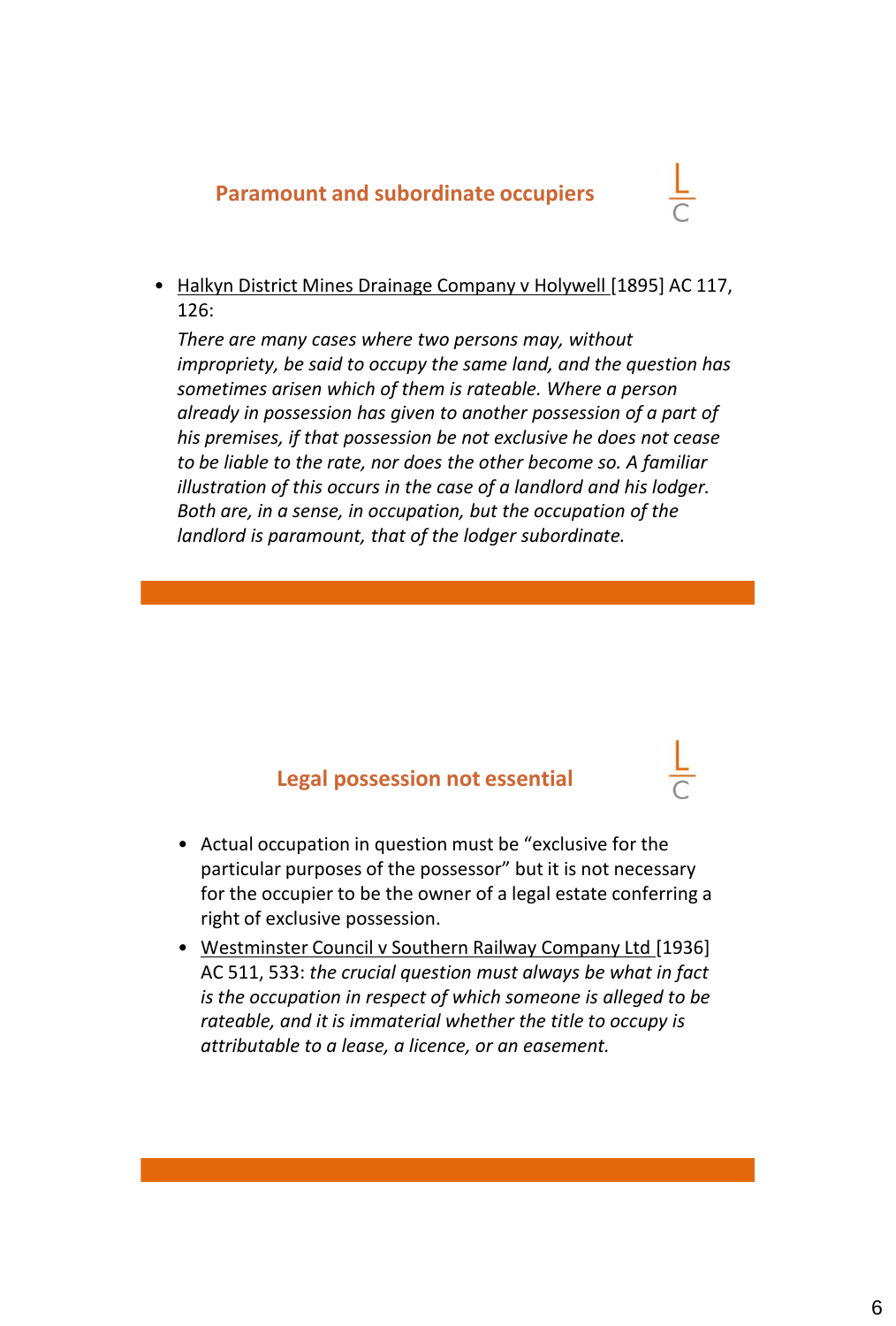## Paramount and subordinate occupiers

- Halkyn District Mines Drainage Company v Holywell [1895] AC 117, 126:

  *There are many cases where two persons may, without impropriety, be said to occupy the same land, and the question has sometimes arisen which of them is rateable. Where a person already in possession has given to another possession of a part of his premises, if that possession be not exclusive he does not cease to be liable to the rate, nor does the other become so. A familiar illustration of this occurs in the case of a landlord and his lodger. Both are, in a sense, in occupation, but the occupation of the landlord is paramount, that of the lodger subordinate.*

## Legal possession not essential

- Actual occupation in question must be "exclusive for the particular purposes of the possessor" but it is not necessary for the occupier to be the owner of a legal estate conferring a right of exclusive possession.
- Westminster Council v Southern Railway Company Ltd [1936] AC 511, 533: *the crucial question must always be what in fact is the occupation in respect of which someone is alleged to be rateable, and it is immaterial whether the title to occupy is attributable to a lease, a licence, or an easement.*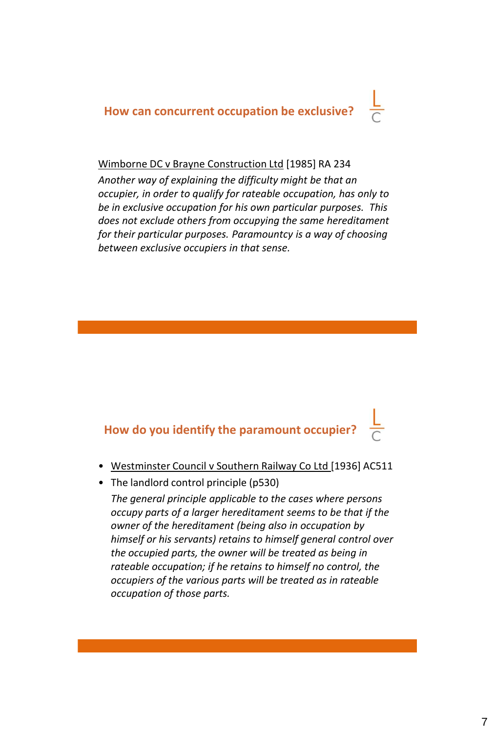## How can concurrent occupation be exclusive?

Wimborne DC v Brayne Construction Ltd [1985] RA 234

*Another way of explaining the difficulty might be that an occupier, in order to qualify for rateable occupation, has only to be in exclusive occupation for his own particular purposes. This does not exclude others from occupying the same hereditament for their particular purposes. Paramountcy is a way of choosing between exclusive occupiers in that sense.*

## How do you identify the paramount occupier?

- Westminster Council v Southern Railway Co Ltd [1936] AC511
- The landlord control principle (p530)

  *The general principle applicable to the cases where persons occupy parts of a larger hereditament seems to be that if the owner of the hereditament (being also in occupation by himself or his servants) retains to himself general control over the occupied parts, the owner will be treated as being in rateable occupation; if he retains to himself no control, the occupiers of the various parts will be treated as in rateable occupation of those parts.*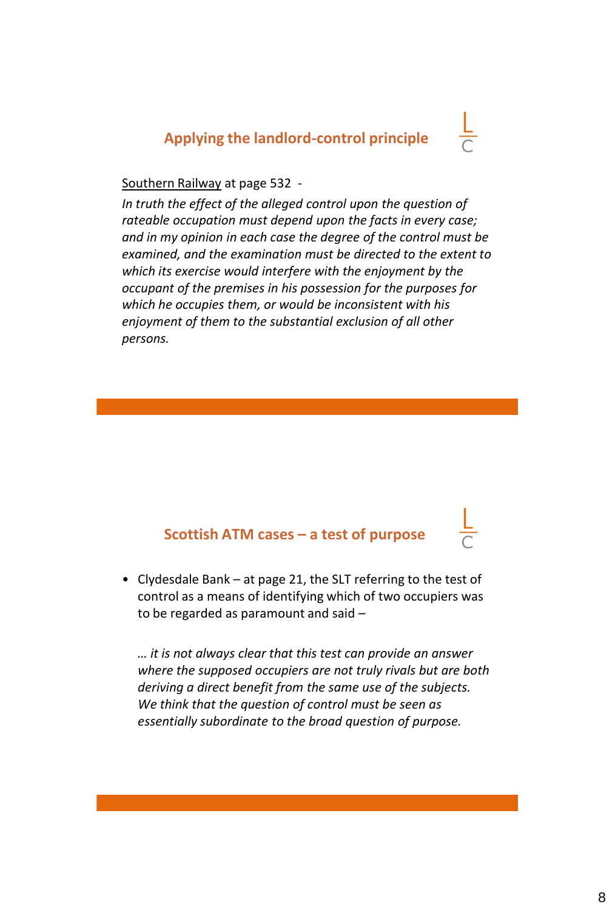## Applying the landlord-control principle

Southern Railway at page 532 -

*In truth the effect of the alleged control upon the question of rateable occupation must depend upon the facts in every case; and in my opinion in each case the degree of the control must be examined, and the examination must be directed to the extent to which its exercise would interfere with the enjoyment by the occupant of the premises in his possession for the purposes for which he occupies them, or would be inconsistent with his enjoyment of them to the substantial exclusion of all other persons.*

## Scottish ATM cases – a test of purpose

- Clydesdale Bank – at page 21, the SLT referring to the test of control as a means of identifying which of two occupiers was to be regarded as paramount and said –

  *… it is not always clear that this test can provide an answer where the supposed occupiers are not truly rivals but are both deriving a direct benefit from the same use of the subjects. We think that the question of control must be seen as essentially subordinate to the broad question of purpose.*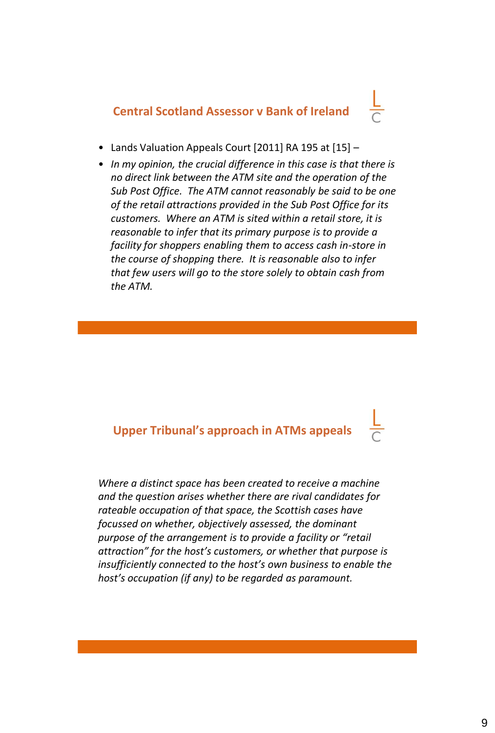## Central Scotland Assessor v Bank of Ireland

- Lands Valuation Appeals Court [2011] RA 195 at [15] –
- *In my opinion, the crucial difference in this case is that there is no direct link between the ATM site and the operation of the Sub Post Office. The ATM cannot reasonably be said to be one of the retail attractions provided in the Sub Post Office for its customers. Where an ATM is sited within a retail store, it is reasonable to infer that its primary purpose is to provide a facility for shoppers enabling them to access cash in-store in the course of shopping there. It is reasonable also to infer that few users will go to the store solely to obtain cash from the ATM.*

## Upper Tribunal's approach in ATMs appeals

*Where a distinct space has been created to receive a machine and the question arises whether there are rival candidates for rateable occupation of that space, the Scottish cases have focussed on whether, objectively assessed, the dominant purpose of the arrangement is to provide a facility or "retail attraction" for the host's customers, or whether that purpose is insufficiently connected to the host's own business to enable the host's occupation (if any) to be regarded as paramount.*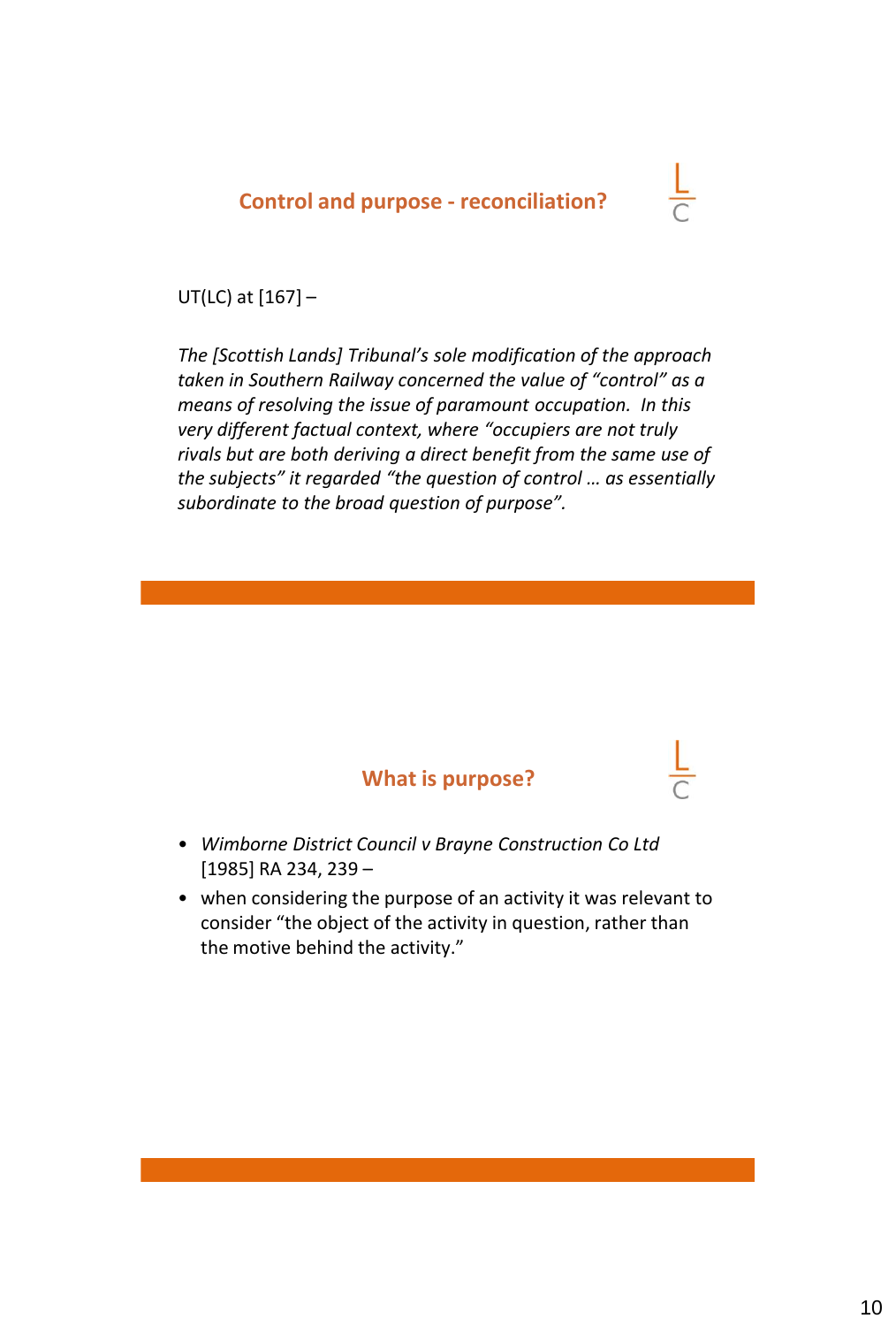## Control and purpose - reconciliation?

UT(LC) at [167] –

*The [Scottish Lands] Tribunal's sole modification of the approach taken in Southern Railway concerned the value of "control" as a means of resolving the issue of paramount occupation. In this very different factual context, where "occupiers are not truly rivals but are both deriving a direct benefit from the same use of the subjects" it regarded "the question of control … as essentially subordinate to the broad question of purpose".*

## What is purpose?

- *Wimborne District Council v Brayne Construction Co Ltd* [1985] RA 234, 239 –
- when considering the purpose of an activity it was relevant to consider "the object of the activity in question, rather than the motive behind the activity."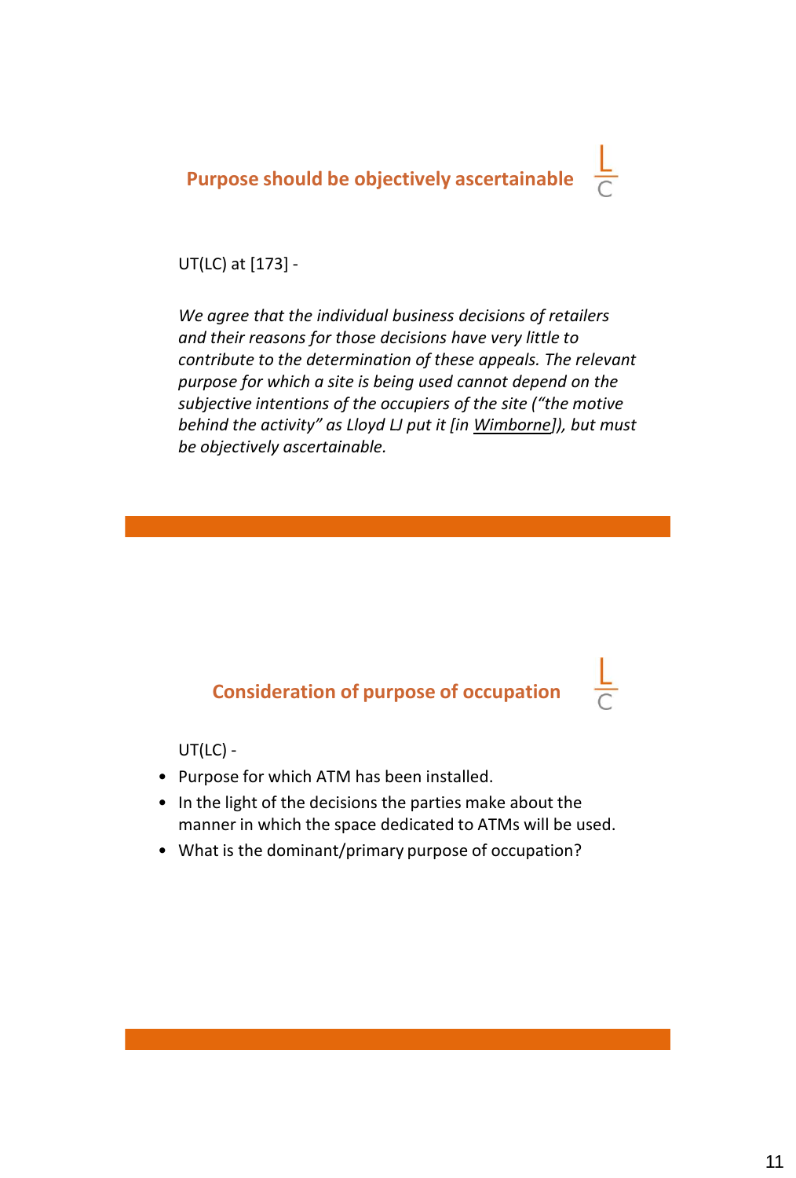## Purpose should be objectively ascertainable

UT(LC) at [173] -

*We agree that the individual business decisions of retailers and their reasons for those decisions have very little to contribute to the determination of these appeals. The relevant purpose for which a site is being used cannot depend on the subjective intentions of the occupiers of the site ("the motive behind the activity" as Lloyd LJ put it [in Wimborne]), but must be objectively ascertainable.*

## Consideration of purpose of occupation

UT(LC) -

- Purpose for which ATM has been installed.
- In the light of the decisions the parties make about the manner in which the space dedicated to ATMs will be used.
- What is the dominant/primary purpose of occupation?